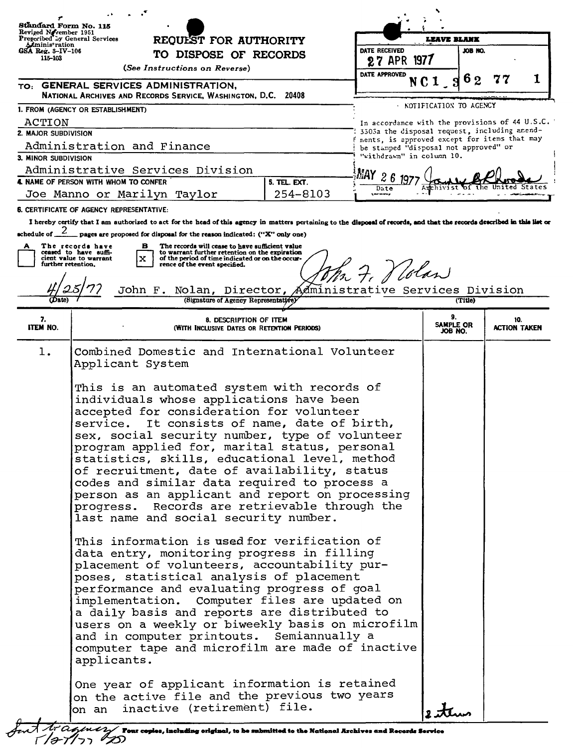Standard Form No. 115
Revised November 1951
Prescribed by General Services Administration
GSA Reg. 3-IV-106
115-103

# REQUEST FOR AUTHORITY TO DISPOSE OF RECORDS

*(See Instructions on Reverse)*

| LEAVE BLANK | |
|---|---|
| DATE RECEIVED: 27 APR 1977 | JOB NO. |
| DATE APPROVED | NC1-362-77-1 |

**TO: GENERAL SERVICES ADMINISTRATION, NATIONAL ARCHIVES AND RECORDS SERVICE, WASHINGTON, D.C. 20408**

1. FROM (AGENCY OR ESTABLISHMENT)
ACTION

2. MAJOR SUBDIVISION
Administration and Finance

3. MINOR SUBDIVISION
Administrative Services Division

4. NAME OF PERSON WITH WHOM TO CONFER
Joe Manno or Marilyn Taylor

5. TEL. EXT.
254-8103

NOTIFICATION TO AGENCY

In accordance with the provisions of 44 U.S.C. 3303a the disposal request, including amendments, is approved except for items that may be stamped "disposal not approved" or "withdrawn" in column 10.

MAY 26 1977 — Date — Archivist of the United States

6. CERTIFICATE OF AGENCY REPRESENTATIVE:

I hereby certify that I am authorized to act for the head of this agency in matters pertaining to the disposal of records, and that the records described in this list or schedule of 2 pages are proposed for disposal for the reason indicated: ("X" only one)

- [ ] A The records have ceased to have sufficient value to warrant further retention.
- [x] B The records will cease to have sufficient value to warrant further retention on the expiration of the period of time indicated or on the occurrence of the event specified.

4/25/77 (Date) — John F. Nolan, Director, Administrative Services Division (Signature of Agency Representative) (Title)

| 7. ITEM NO. | 8. DESCRIPTION OF ITEM (WITH INCLUSIVE DATES OR RETENTION PERIODS) | 9. SAMPLE OR JOB NO. | 10. ACTION TAKEN |
|---|---|---|---|
| 1. | Combined Domestic and International Volunteer Applicant System<br><br>This is an automated system with records of individuals whose applications have been accepted for consideration for volunteer service. It consists of name, date of birth, sex, social security number, type of volunteer program applied for, marital status, personal statistics, skills, educational level, method of recruitment, date of availability, status codes and similar data required to process a person as an applicant and report on processing progress. Records are retrievable through the last name and social security number.<br><br>This information is used for verification of data entry, monitoring progress in filling placement of volunteers, accountability purposes, statistical analysis of placement performance and evaluating progress of goal implementation. Computer files are updated on a daily basis and reports are distributed to users on a weekly or biweekly basis on microfilm and in computer printouts. Semiannually a computer tape and microfilm are made of inactive applicants.<br><br>One year of applicant information is retained on the active file and the previous two years on an inactive (retirement) file. | 2 items | |

Sent to agency 5/27/77

Four copies, including original, to be submitted to the National Archives and Records Service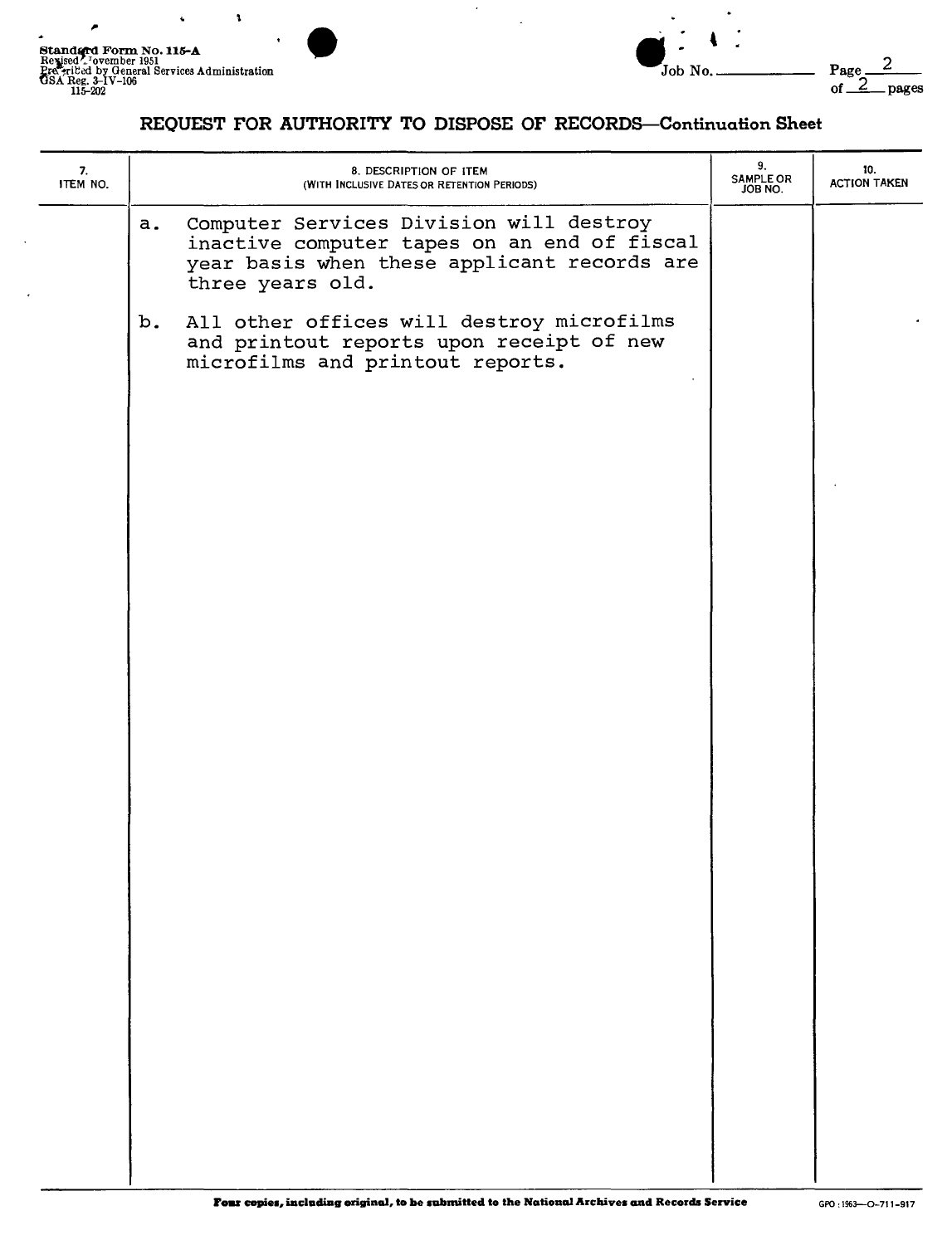Standard Form No. 115-A
Revised November 1951
Prescribed by General Services Administration
GSA Reg. 3-IV-106
115-202

Job No. \_\_\_\_\_\_\_\_

Page 2 of 2 pages

# REQUEST FOR AUTHORITY TO DISPOSE OF RECORDS—Continuation Sheet

| 7. ITEM NO. | 8. DESCRIPTION OF ITEM (WITH INCLUSIVE DATES OR RETENTION PERIODS) | 9. SAMPLE OR JOB NO. | 10. ACTION TAKEN |
|---|---|---|---|
| | a. Computer Services Division will destroy inactive computer tapes on an end of fiscal year basis when these applicant records are three years old. | | |
| | b. All other offices will destroy microfilms and printout reports upon receipt of new microfilms and printout reports. | | |

**Four copies, including original, to be submitted to the National Archives and Records Service**

GPO : 1963—O-711-917